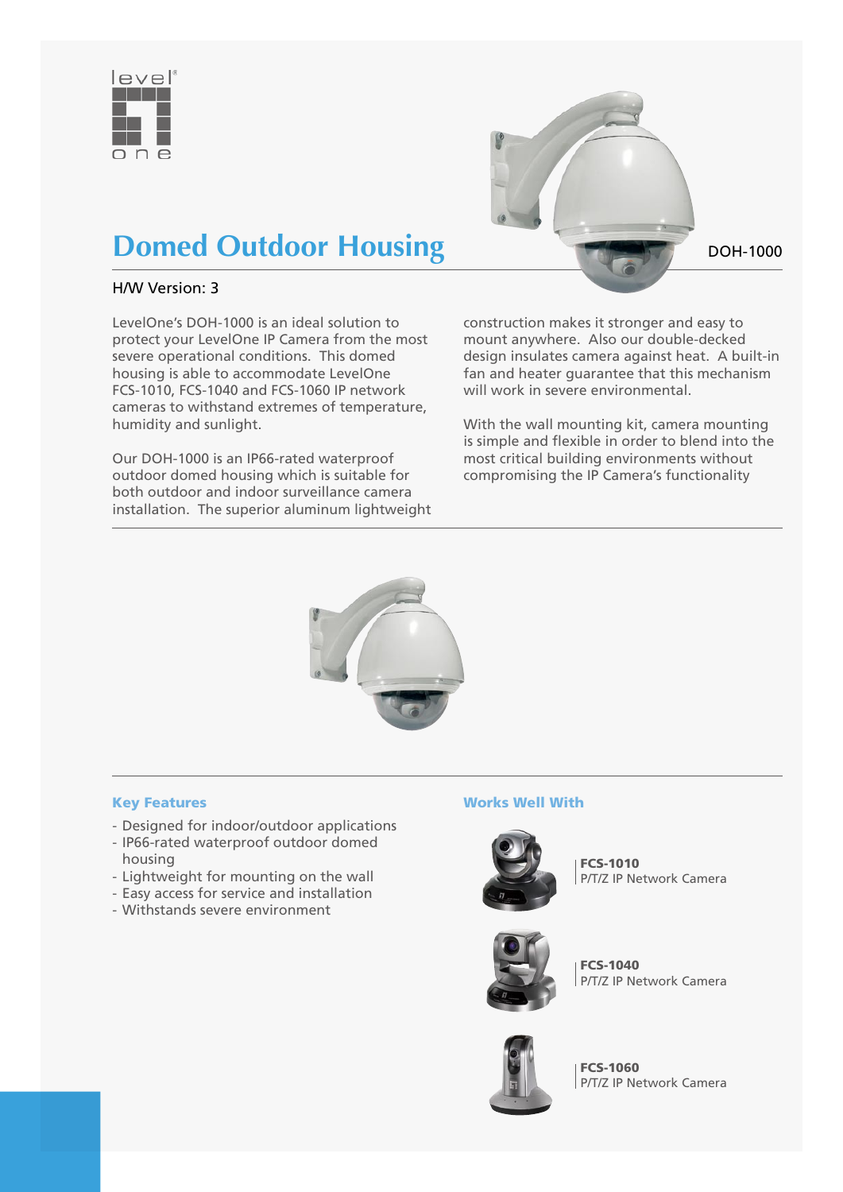# Domed Outdoor Housing

DOH-1000

H/W Version: 3

LevelOne's DOH-1000 is an ideal solution to protect your LevelOne IP Camera from the most severe operational conditions. This domed housing is able to accommodate LevelOne FCS-1010, FCS-1040 and FCS-1060 IP network cameras to withstand extremes of temperature, humidity and sunlight.

Our DOH-1000 is an IP66-rated waterproof outdoor domed housing which is suitable for both outdoor and indoor surveillance camera installation. The superior aluminum lightweight construction makes it stronger and easy to mount anywhere. Also our double-decked design insulates camera against heat. A built-in fan and heater guarantee that this mechanism will work in severe environmental.

With the wall mounting kit, camera mounting is simple and flexible in order to blend into the most critical building environments without compromising the IP Camera's functionality

## Key Features

- Designed for indoor/outdoor applications
- IP66-rated waterproof outdoor domed housing
- Lightweight for mounting on the wall
- Easy access for service and installation
- Withstands severe environment

## Works Well With

**FCS-1010**
P/T/Z IP Network Camera

**FCS-1040**
P/T/Z IP Network Camera

**FCS-1060**
P/T/Z IP Network Camera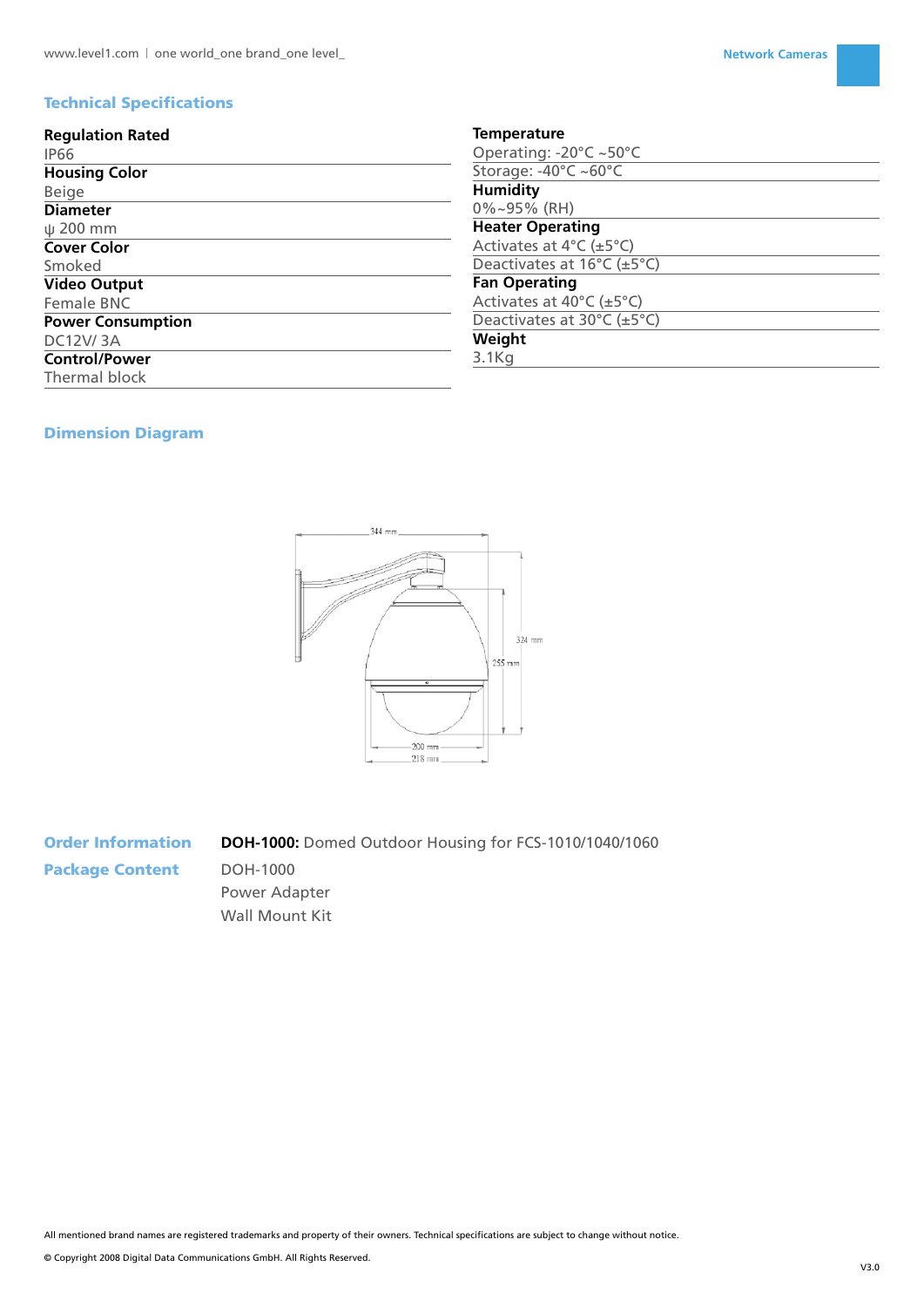## Technical Specifications

**Regulation Rated**
IP66

**Housing Color**
Beige

**Diameter**
ψ 200 mm

**Cover Color**
Smoked

**Video Output**
Female BNC

**Power Consumption**
DC12V/ 3A

**Control/Power**
Thermal block

**Temperature**
Operating: -20°C ~50°C
Storage: -40°C ~60°C

**Humidity**
0%~95% (RH)

**Heater Operating**
Activates at 4°C (±5°C)
Deactivates at 16°C (±5°C)

**Fan Operating**
Activates at 40°C (±5°C)
Deactivates at 30°C (±5°C)

**Weight**
3.1Kg

## Dimension Diagram

344 mm
324 mm
255 mm
200 mm
218 mm

## Order Information

**DOH-1000:** Domed Outdoor Housing for FCS-1010/1040/1060

## Package Content

DOH-1000
Power Adapter
Wall Mount Kit

All mentioned brand names are registered trademarks and property of their owners. Technical specifications are subject to change without notice.

© Copyright 2008 Digital Data Communications GmbH. All Rights Reserved.

V3.0